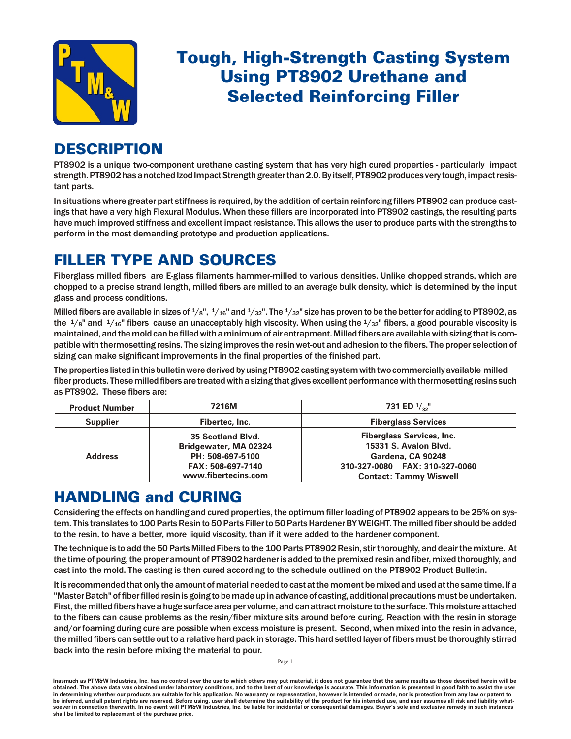# Tough, High-Strength Casting System Using PT8902 Urethane and Selected Reinforcing Filler

## DESCRIPTION

PT8902 is a unique two-component urethane casting system that has very high cured properties - particularly impact strength. PT8902 has a notched Izod Impact Strength greater than 2.0. By itself, PT8902 produces very tough, impact resistant parts.

In situations where greater part stiffness is required, by the addition of certain reinforcing fillers PT8902 can produce castings that have a very high Flexural Modulus. When these fillers are incorporated into PT8902 castings, the resulting parts have much improved stiffness and excellent impact resistance. This allows the user to produce parts with the strengths to perform in the most demanding prototype and production applications.

## FILLER TYPE AND SOURCES

Fiberglass milled fibers are E-glass filaments hammer-milled to various densities. Unlike chopped strands, which are chopped to a precise strand length, milled fibers are milled to an average bulk density, which is determined by the input glass and process conditions.

Milled fibers are available in sizes of 1/8", 1/16" and 1/32". The 1/32" size has proven to be the better for adding to PT8902, as the 1/8" and 1/16" fibers cause an unacceptably high viscosity. When using the 1/32" fibers, a good pourable viscosity is maintained, and the mold can be filled with a minimum of air entrapment. Milled fibers are available with sizing that is compatible with thermosetting resins. The sizing improves the resin wet-out and adhesion to the fibers. The proper selection of sizing can make significant improvements in the final properties of the finished part.

The properties listed in this bulletin were derived by using PT8902 casting system with two commercially available milled fiber products. These milled fibers are treated with a sizing that gives excellent performance with thermosetting resins such as PT8902. These fibers are:

| Product Number | 7216M | 731 ED 1/32" |
|---|---|---|
| Supplier | Fibertec, Inc. | Fiberglass Services |
| Address | 35 Scotland Blvd.<br>Bridgewater, MA 02324<br>PH: 508-697-5100<br>FAX: 508-697-7140<br>www.fibertecins.com | Fiberglass Services, Inc.<br>15331 S. Avalon Blvd.<br>Gardena, CA 90248<br>310-327-0080 FAX: 310-327-0060<br>Contact: Tammy Wiswell |

## HANDLING and CURING

Considering the effects on handling and cured properties, the optimum filler loading of PT8902 appears to be 25% on system. This translates to 100 Parts Resin to 50 Parts Filler to 50 Parts Hardener BY WEIGHT. The milled fiber should be added to the resin, to have a better, more liquid viscosity, than if it were added to the hardener component.

The technique is to add the 50 Parts Milled Fibers to the 100 Parts PT8902 Resin, stir thoroughly, and deair the mixture. At the time of pouring, the proper amount of PT8902 hardener is added to the premixed resin and fiber, mixed thoroughly, and cast into the mold. The casting is then cured according to the schedule outlined on the PT8902 Product Bulletin.

It is recommended that only the amount of material needed to cast at the moment be mixed and used at the same time. If a "Master Batch" of fiber filled resin is going to be made up in advance of casting, additional precautions must be undertaken. First, the milled fibers have a huge surface area per volume, and can attract moisture to the surface. This moisture attached to the fibers can cause problems as the resin/fiber mixture sits around before curing. Reaction with the resin in storage and/or foaming during cure are possible when excess moisture is present. Second, when mixed into the resin in advance, the milled fibers can settle out to a relative hard pack in storage. This hard settled layer of fibers must be thoroughly stirred back into the resin before mixing the material to pour.

Inasmuch as PTM&W Industries, Inc. has no control over the use to which others may put material, it does not guarantee that the same results as those described herein will be obtained. The above data was obtained under laboratory conditions, and to the best of our knowledge is accurate. This information is presented in good faith to assist the user in determining whether our products are suitable for his application. No warranty or representation, however is intended or made, nor is protection from any law or patent to be inferred, and all patent rights are reserved. Before using, user shall determine the suitability of the product for his intended use, and user assumes all risk and liability whatsoever in connection therewith. In no event will PTM&W Industries, Inc. be liable for incidental or consequential damages. Buyer's sole and exclusive remedy in such instances shall be limited to replacement of the purchase price.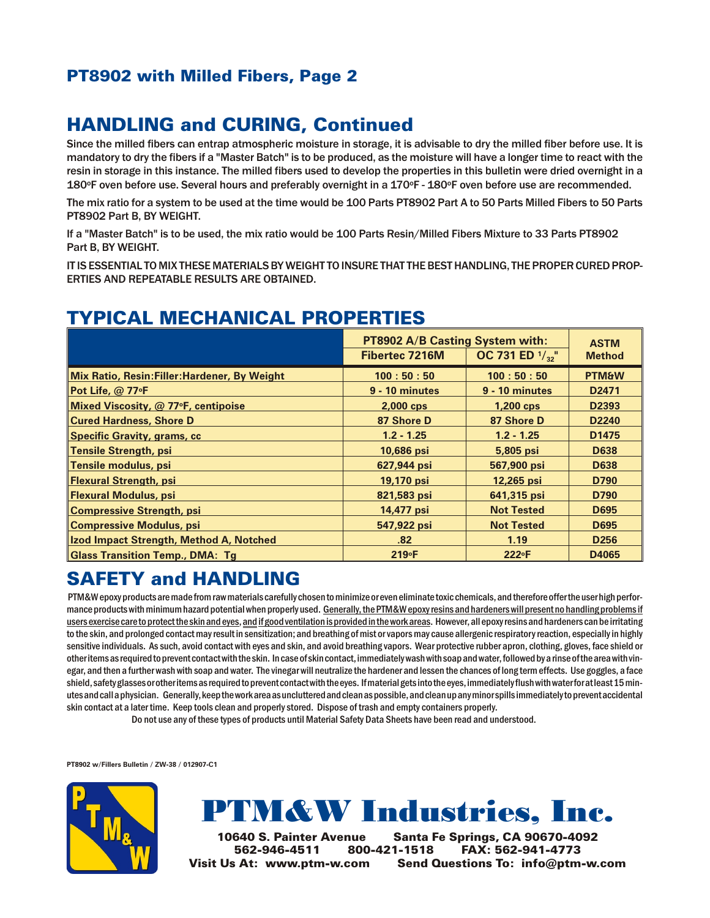## PT8902 with Milled Fibers, Page 2

## HANDLING and CURING, Continued

Since the milled fibers can entrap atmospheric moisture in storage, it is advisable to dry the milled fiber before use. It is mandatory to dry the fibers if a "Master Batch" is to be produced, as the moisture will have a longer time to react with the resin in storage in this instance. The milled fibers used to develop the properties in this bulletin were dried overnight in a 180ºF oven before use. Several hours and preferably overnight in a 170ºF - 180ºF oven before use are recommended.

The mix ratio for a system to be used at the time would be 100 Parts PT8902 Part A to 50 Parts Milled Fibers to 50 Parts PT8902 Part B, BY WEIGHT.

If a "Master Batch" is to be used, the mix ratio would be 100 Parts Resin/Milled Fibers Mixture to 33 Parts PT8902 Part B, BY WEIGHT.

IT IS ESSENTIAL TO MIX THESE MATERIALS BY WEIGHT TO INSURE THAT THE BEST HANDLING, THE PROPER CURED PROPERTIES AND REPEATABLE RESULTS ARE OBTAINED.

## TYPICAL MECHANICAL PROPERTIES

| | PT8902 A/B Casting System with: | | ASTM Method |
|---|---|---|---|
| | Fibertec 7216M | OC 731 ED $^{1}/_{32}$" | |
| Mix Ratio, Resin:Filler:Hardener, By Weight | 100 : 50 : 50 | 100 : 50 : 50 | PTM&W |
| Pot Life, @ 77ºF | 9 - 10 minutes | 9 - 10 minutes | D2471 |
| Mixed Viscosity, @ 77ºF, centipoise | 2,000 cps | 1,200 cps | D2393 |
| Cured Hardness, Shore D | 87 Shore D | 87 Shore D | D2240 |
| Specific Gravity, grams, cc | 1.2 - 1.25 | 1.2 - 1.25 | D1475 |
| Tensile Strength, psi | 10,686 psi | 5,805 psi | D638 |
| Tensile modulus, psi | 627,944 psi | 567,900 psi | D638 |
| Flexural Strength, psi | 19,170 psi | 12,265 psi | D790 |
| Flexural Modulus, psi | 821,583 psi | 641,315 psi | D790 |
| Compressive Strength, psi | 14,477 psi | Not Tested | D695 |
| Compressive Modulus, psi | 547,922 psi | Not Tested | D695 |
| Izod Impact Strength, Method A, Notched | .82 | 1.19 | D256 |
| Glass Transition Temp., DMA: Tg | 219ºF | 222ºF | D4065 |

## SAFETY and HANDLING

PTM&W epoxy products are made from raw materials carefully chosen to minimize or even eliminate toxic chemicals, and therefore offer the user high performance products with minimum hazard potential when properly used. Generally, the PTM&W epoxy resins and hardeners will present no handling problems if users exercise care to protect the skin and eyes, and if good ventilation is provided in the work areas. However, all epoxy resins and hardeners can be irritating to the skin, and prolonged contact may result in sensitization; and breathing of mist or vapors may cause allergenic respiratory reaction, especially in highly sensitive individuals. As such, avoid contact with eyes and skin, and avoid breathing vapors. Wear protective rubber apron, clothing, gloves, face shield or other items as required to prevent contact with the skin. In case of skin contact, immediately wash with soap and water, followed by a rinse of the area with vinegar, and then a further wash with soap and water. The vinegar will neutralize the hardener and lessen the chances of long term effects. Use goggles, a face shield, safety glasses or other items as required to prevent contact with the eyes. If material gets into the eyes, immediately flush with water for at least 15 minutes and call a physician. Generally, keep the work area as uncluttered and clean as possible, and clean up any minor spills immediately to prevent accidental skin contact at a later time. Keep tools clean and properly stored. Dispose of trash and empty containers properly.

Do not use any of these types of products until Material Safety Data Sheets have been read and understood.

PT8902 w/Fillers Bulletin / ZW-38 / 012907-C1

**PTM&W Industries, Inc.**

10640 S. Painter Avenue Santa Fe Springs, CA 90670-4092
562-946-4511 800-421-1518 FAX: 562-941-4773
Visit Us At: www.ptm-w.com Send Questions To: info@ptm-w.com